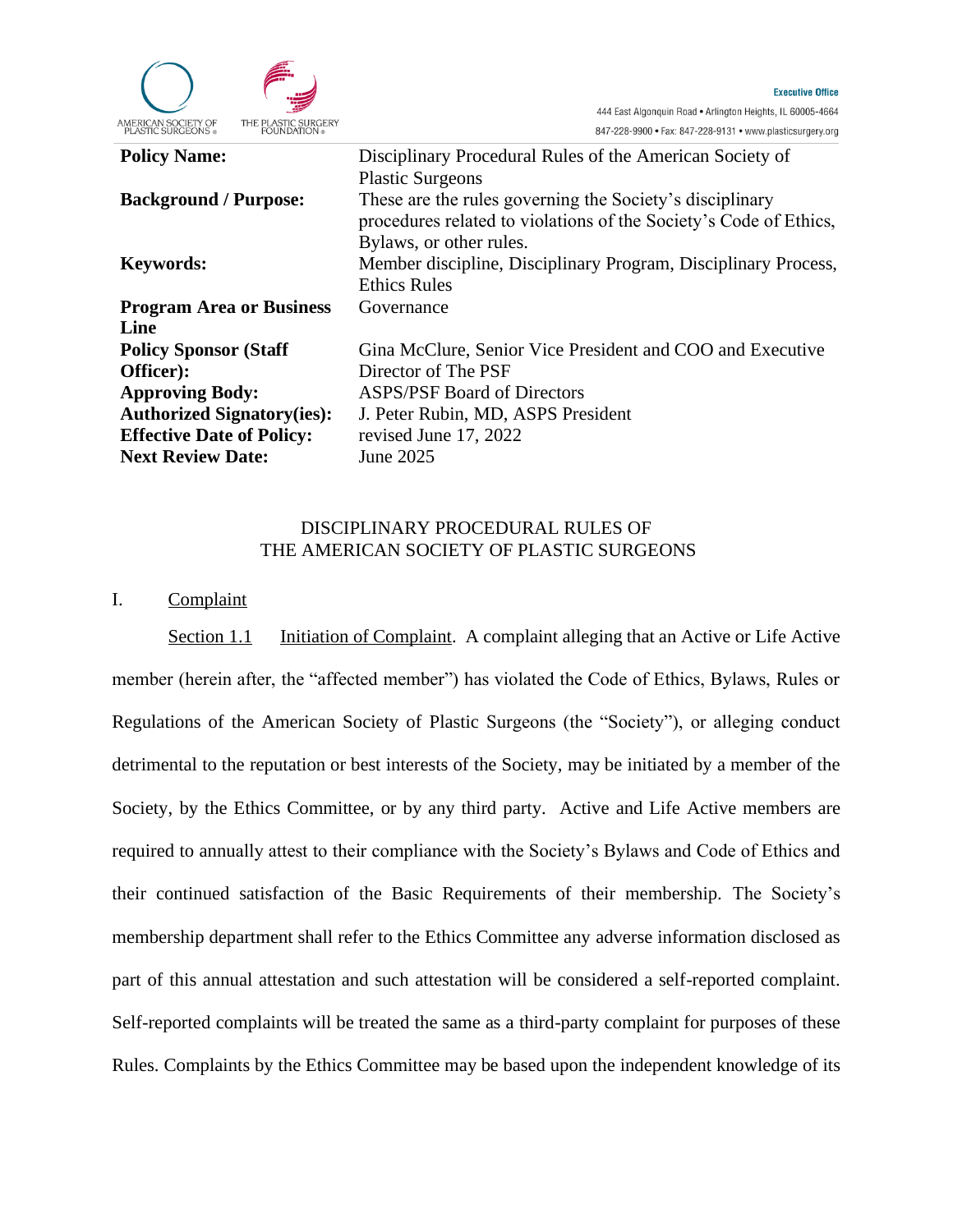**Executive Office**

444 East Algonquin Road • Arlington Heights, IL 60005-4664
847-228-9900 • Fax: 847-228-9131 • www.plasticsurgery.org

| | |
|---|---|
| **Policy Name:** | Disciplinary Procedural Rules of the American Society of Plastic Surgeons |
| **Background / Purpose:** | These are the rules governing the Society's disciplinary procedures related to violations of the Society's Code of Ethics, Bylaws, or other rules. |
| **Keywords:** | Member discipline, Disciplinary Program, Disciplinary Process, Ethics Rules |
| **Program Area or Business Line** | Governance |
| **Policy Sponsor (Staff Officer):** | Gina McClure, Senior Vice President and COO and Executive Director of The PSF |
| **Approving Body:** | ASPS/PSF Board of Directors |
| **Authorized Signatory(ies):** | J. Peter Rubin, MD, ASPS President |
| **Effective Date of Policy:** | revised June 17, 2022 |
| **Next Review Date:** | June 2025 |

# DISCIPLINARY PROCEDURAL RULES OF THE AMERICAN SOCIETY OF PLASTIC SURGEONS

## I. Complaint

Section 1.1 Initiation of Complaint. A complaint alleging that an Active or Life Active member (herein after, the "affected member") has violated the Code of Ethics, Bylaws, Rules or Regulations of the American Society of Plastic Surgeons (the "Society"), or alleging conduct detrimental to the reputation or best interests of the Society, may be initiated by a member of the Society, by the Ethics Committee, or by any third party. Active and Life Active members are required to annually attest to their compliance with the Society's Bylaws and Code of Ethics and their continued satisfaction of the Basic Requirements of their membership. The Society's membership department shall refer to the Ethics Committee any adverse information disclosed as part of this annual attestation and such attestation will be considered a self-reported complaint. Self-reported complaints will be treated the same as a third-party complaint for purposes of these Rules. Complaints by the Ethics Committee may be based upon the independent knowledge of its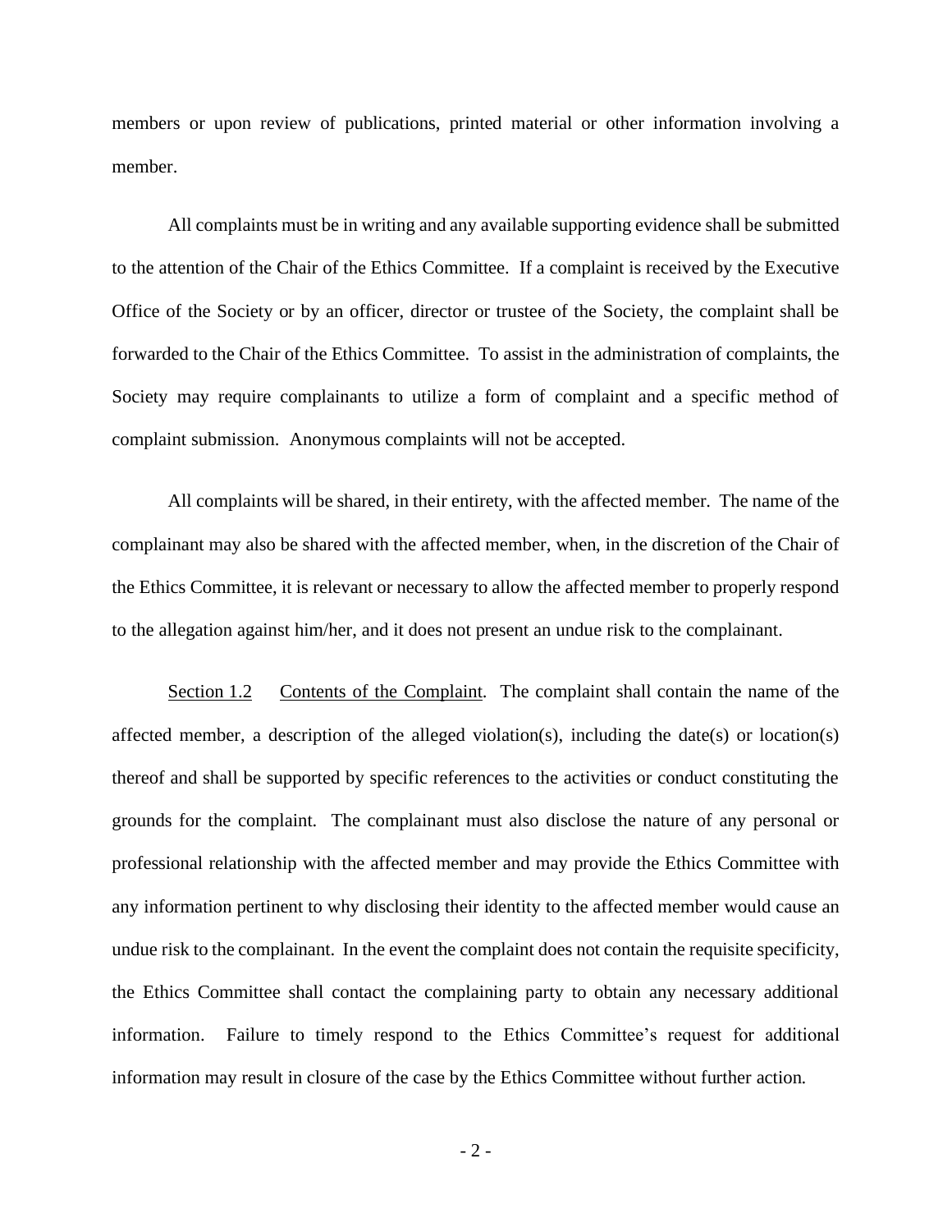members or upon review of publications, printed material or other information involving a member.

All complaints must be in writing and any available supporting evidence shall be submitted to the attention of the Chair of the Ethics Committee. If a complaint is received by the Executive Office of the Society or by an officer, director or trustee of the Society, the complaint shall be forwarded to the Chair of the Ethics Committee. To assist in the administration of complaints, the Society may require complainants to utilize a form of complaint and a specific method of complaint submission. Anonymous complaints will not be accepted.

All complaints will be shared, in their entirety, with the affected member. The name of the complainant may also be shared with the affected member, when, in the discretion of the Chair of the Ethics Committee, it is relevant or necessary to allow the affected member to properly respond to the allegation against him/her, and it does not present an undue risk to the complainant.

Section 1.2 Contents of the Complaint. The complaint shall contain the name of the affected member, a description of the alleged violation(s), including the date(s) or location(s) thereof and shall be supported by specific references to the activities or conduct constituting the grounds for the complaint. The complainant must also disclose the nature of any personal or professional relationship with the affected member and may provide the Ethics Committee with any information pertinent to why disclosing their identity to the affected member would cause an undue risk to the complainant. In the event the complaint does not contain the requisite specificity, the Ethics Committee shall contact the complaining party to obtain any necessary additional information. Failure to timely respond to the Ethics Committee's request for additional information may result in closure of the case by the Ethics Committee without further action.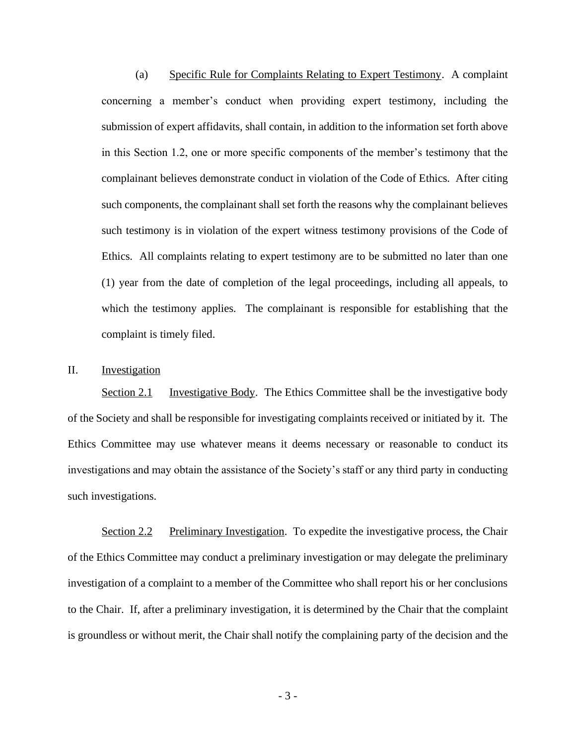(a) Specific Rule for Complaints Relating to Expert Testimony. A complaint concerning a member's conduct when providing expert testimony, including the submission of expert affidavits, shall contain, in addition to the information set forth above in this Section 1.2, one or more specific components of the member's testimony that the complainant believes demonstrate conduct in violation of the Code of Ethics. After citing such components, the complainant shall set forth the reasons why the complainant believes such testimony is in violation of the expert witness testimony provisions of the Code of Ethics. All complaints relating to expert testimony are to be submitted no later than one (1) year from the date of completion of the legal proceedings, including all appeals, to which the testimony applies. The complainant is responsible for establishing that the complaint is timely filed.

## II. Investigation

Section 2.1 Investigative Body. The Ethics Committee shall be the investigative body of the Society and shall be responsible for investigating complaints received or initiated by it. The Ethics Committee may use whatever means it deems necessary or reasonable to conduct its investigations and may obtain the assistance of the Society's staff or any third party in conducting such investigations.

Section 2.2 Preliminary Investigation. To expedite the investigative process, the Chair of the Ethics Committee may conduct a preliminary investigation or may delegate the preliminary investigation of a complaint to a member of the Committee who shall report his or her conclusions to the Chair. If, after a preliminary investigation, it is determined by the Chair that the complaint is groundless or without merit, the Chair shall notify the complaining party of the decision and the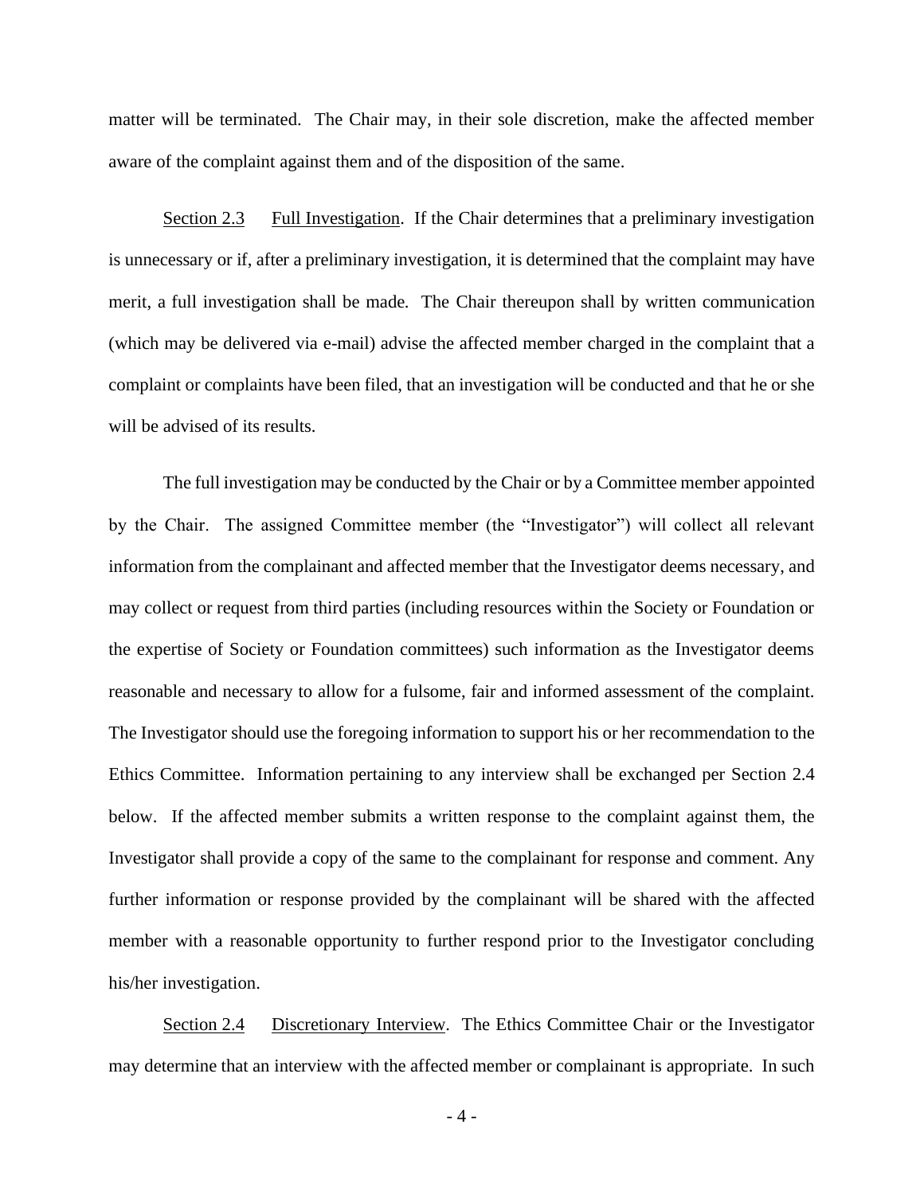matter will be terminated. The Chair may, in their sole discretion, make the affected member aware of the complaint against them and of the disposition of the same.

Section 2.3 Full Investigation. If the Chair determines that a preliminary investigation is unnecessary or if, after a preliminary investigation, it is determined that the complaint may have merit, a full investigation shall be made. The Chair thereupon shall by written communication (which may be delivered via e-mail) advise the affected member charged in the complaint that a complaint or complaints have been filed, that an investigation will be conducted and that he or she will be advised of its results.

The full investigation may be conducted by the Chair or by a Committee member appointed by the Chair. The assigned Committee member (the "Investigator") will collect all relevant information from the complainant and affected member that the Investigator deems necessary, and may collect or request from third parties (including resources within the Society or Foundation or the expertise of Society or Foundation committees) such information as the Investigator deems reasonable and necessary to allow for a fulsome, fair and informed assessment of the complaint. The Investigator should use the foregoing information to support his or her recommendation to the Ethics Committee. Information pertaining to any interview shall be exchanged per Section 2.4 below. If the affected member submits a written response to the complaint against them, the Investigator shall provide a copy of the same to the complainant for response and comment. Any further information or response provided by the complainant will be shared with the affected member with a reasonable opportunity to further respond prior to the Investigator concluding his/her investigation.

Section 2.4 Discretionary Interview. The Ethics Committee Chair or the Investigator may determine that an interview with the affected member or complainant is appropriate. In such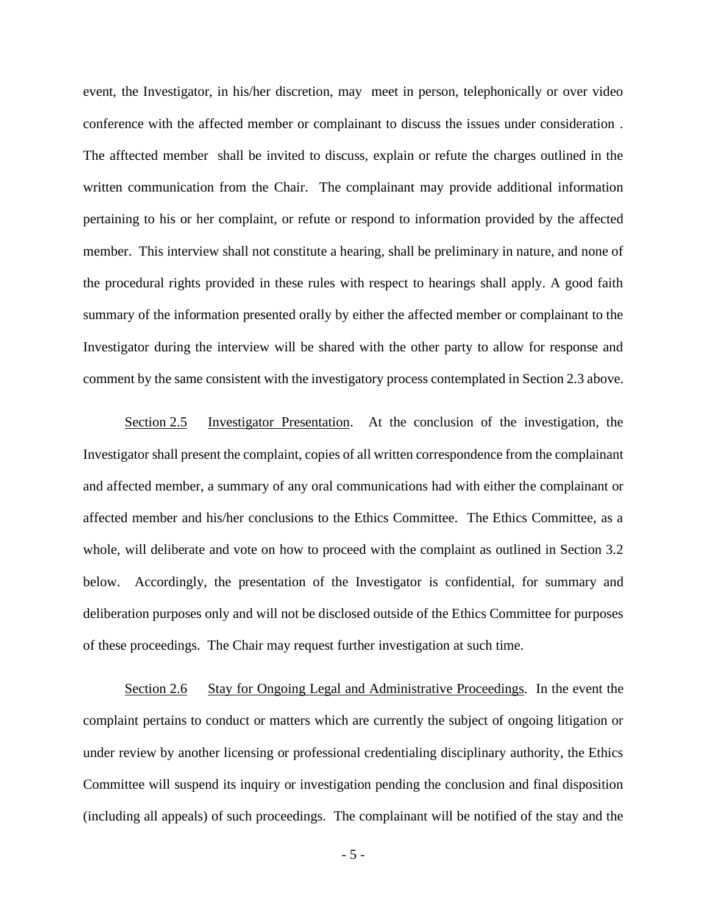event, the Investigator, in his/her discretion, may meet in person, telephonically or over video conference with the affected member or complainant to discuss the issues under consideration . The afftected member shall be invited to discuss, explain or refute the charges outlined in the written communication from the Chair. The complainant may provide additional information pertaining to his or her complaint, or refute or respond to information provided by the affected member. This interview shall not constitute a hearing, shall be preliminary in nature, and none of the procedural rights provided in these rules with respect to hearings shall apply. A good faith summary of the information presented orally by either the affected member or complainant to the Investigator during the interview will be shared with the other party to allow for response and comment by the same consistent with the investigatory process contemplated in Section 2.3 above.

<u>Section 2.5</u> <u>Investigator Presentation</u>. At the conclusion of the investigation, the Investigator shall present the complaint, copies of all written correspondence from the complainant and affected member, a summary of any oral communications had with either the complainant or affected member and his/her conclusions to the Ethics Committee. The Ethics Committee, as a whole, will deliberate and vote on how to proceed with the complaint as outlined in Section 3.2 below. Accordingly, the presentation of the Investigator is confidential, for summary and deliberation purposes only and will not be disclosed outside of the Ethics Committee for purposes of these proceedings. The Chair may request further investigation at such time.

<u>Section 2.6</u> <u>Stay for Ongoing Legal and Administrative Proceedings</u>. In the event the complaint pertains to conduct or matters which are currently the subject of ongoing litigation or under review by another licensing or professional credentialing disciplinary authority, the Ethics Committee will suspend its inquiry or investigation pending the conclusion and final disposition (including all appeals) of such proceedings. The complainant will be notified of the stay and the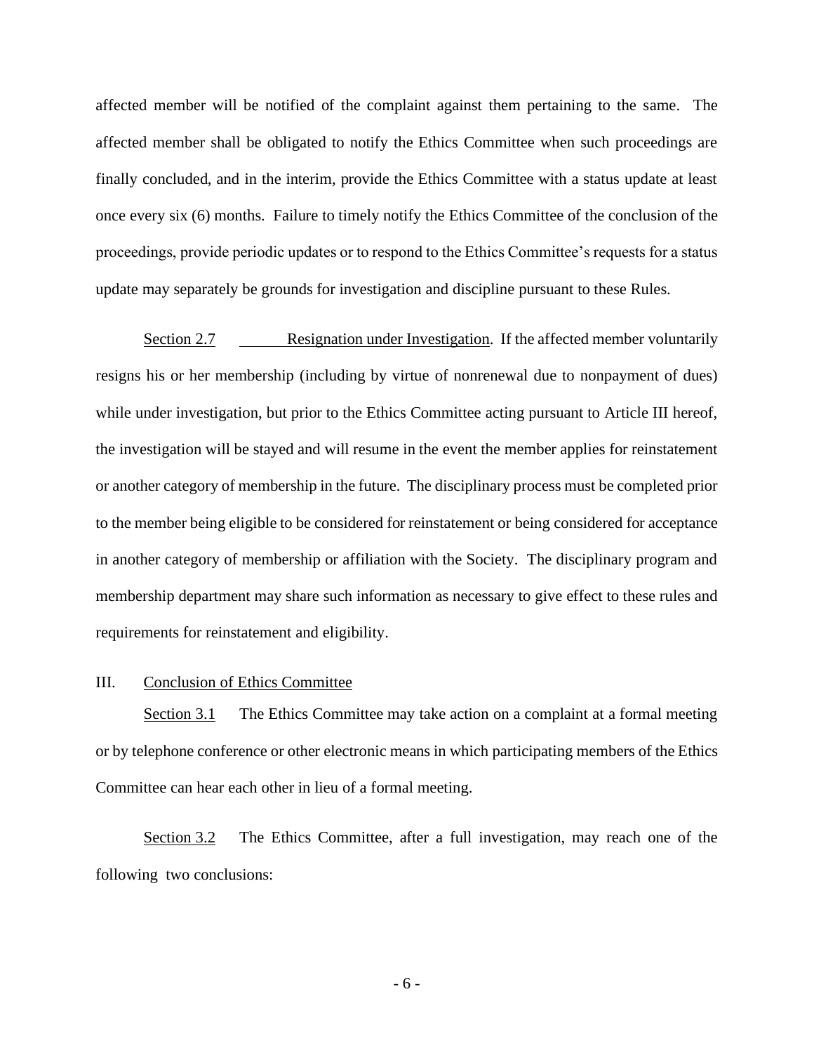affected member will be notified of the complaint against them pertaining to the same. The affected member shall be obligated to notify the Ethics Committee when such proceedings are finally concluded, and in the interim, provide the Ethics Committee with a status update at least once every six (6) months. Failure to timely notify the Ethics Committee of the conclusion of the proceedings, provide periodic updates or to respond to the Ethics Committee's requests for a status update may separately be grounds for investigation and discipline pursuant to these Rules.

Section 2.7 Resignation under Investigation. If the affected member voluntarily resigns his or her membership (including by virtue of nonrenewal due to nonpayment of dues) while under investigation, but prior to the Ethics Committee acting pursuant to Article III hereof, the investigation will be stayed and will resume in the event the member applies for reinstatement or another category of membership in the future. The disciplinary process must be completed prior to the member being eligible to be considered for reinstatement or being considered for acceptance in another category of membership or affiliation with the Society. The disciplinary program and membership department may share such information as necessary to give effect to these rules and requirements for reinstatement and eligibility.

## III. Conclusion of Ethics Committee

Section 3.1 The Ethics Committee may take action on a complaint at a formal meeting or by telephone conference or other electronic means in which participating members of the Ethics Committee can hear each other in lieu of a formal meeting.

Section 3.2 The Ethics Committee, after a full investigation, may reach one of the following two conclusions: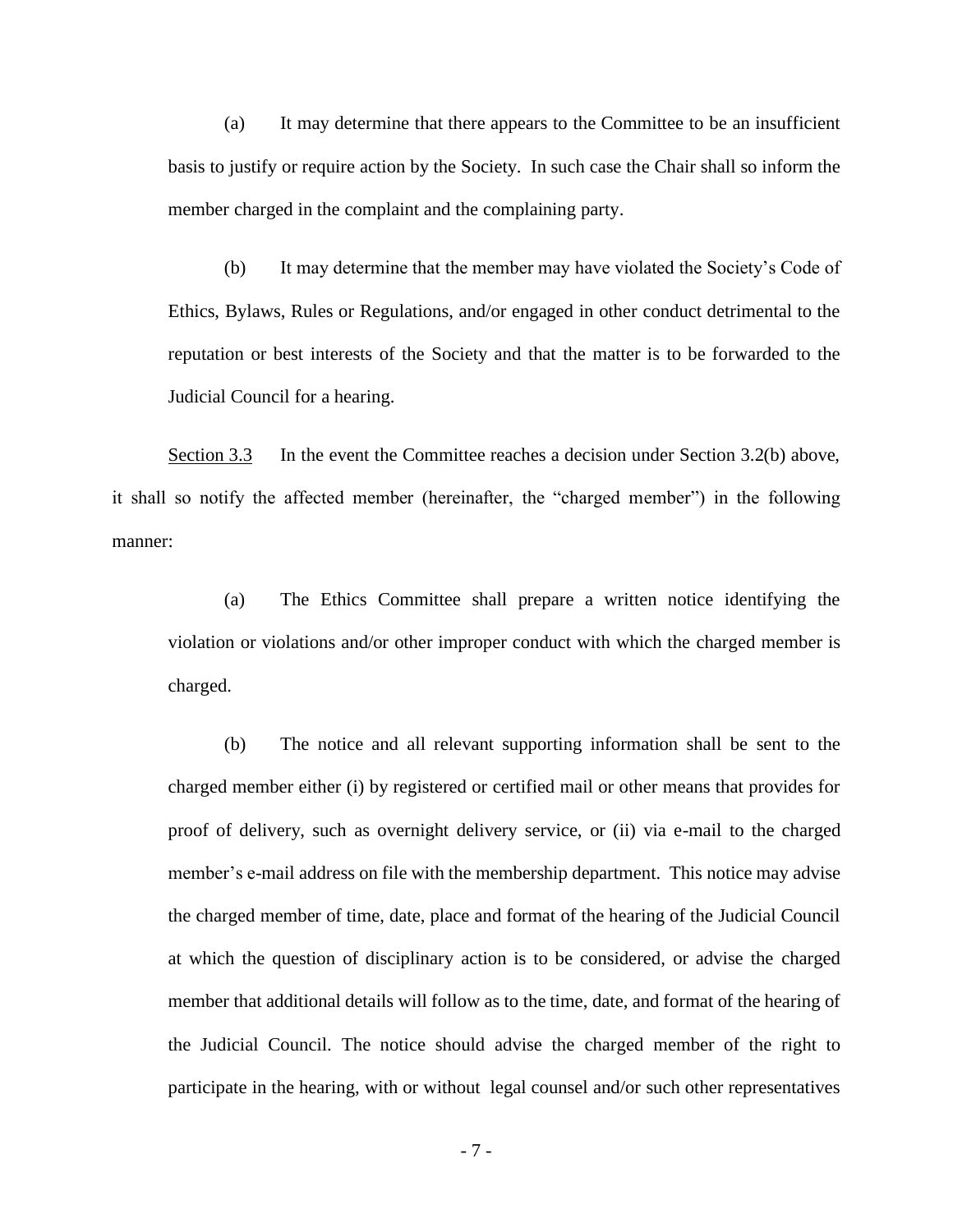(a) It may determine that there appears to the Committee to be an insufficient basis to justify or require action by the Society. In such case the Chair shall so inform the member charged in the complaint and the complaining party.

(b) It may determine that the member may have violated the Society's Code of Ethics, Bylaws, Rules or Regulations, and/or engaged in other conduct detrimental to the reputation or best interests of the Society and that the matter is to be forwarded to the Judicial Council for a hearing.

Section 3.3 In the event the Committee reaches a decision under Section 3.2(b) above, it shall so notify the affected member (hereinafter, the "charged member") in the following manner:

(a) The Ethics Committee shall prepare a written notice identifying the violation or violations and/or other improper conduct with which the charged member is charged.

(b) The notice and all relevant supporting information shall be sent to the charged member either (i) by registered or certified mail or other means that provides for proof of delivery, such as overnight delivery service, or (ii) via e-mail to the charged member's e-mail address on file with the membership department. This notice may advise the charged member of time, date, place and format of the hearing of the Judicial Council at which the question of disciplinary action is to be considered, or advise the charged member that additional details will follow as to the time, date, and format of the hearing of the Judicial Council. The notice should advise the charged member of the right to participate in the hearing, with or without legal counsel and/or such other representatives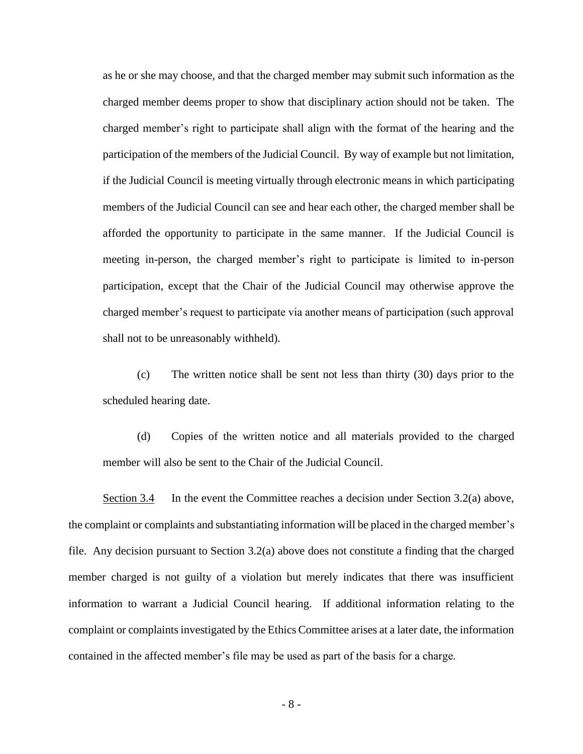as he or she may choose, and that the charged member may submit such information as the charged member deems proper to show that disciplinary action should not be taken. The charged member's right to participate shall align with the format of the hearing and the participation of the members of the Judicial Council. By way of example but not limitation, if the Judicial Council is meeting virtually through electronic means in which participating members of the Judicial Council can see and hear each other, the charged member shall be afforded the opportunity to participate in the same manner. If the Judicial Council is meeting in-person, the charged member's right to participate is limited to in-person participation, except that the Chair of the Judicial Council may otherwise approve the charged member's request to participate via another means of participation (such approval shall not to be unreasonably withheld).

(c) The written notice shall be sent not less than thirty (30) days prior to the scheduled hearing date.

(d) Copies of the written notice and all materials provided to the charged member will also be sent to the Chair of the Judicial Council.

<u>Section 3.4</u> In the event the Committee reaches a decision under Section 3.2(a) above, the complaint or complaints and substantiating information will be placed in the charged member's file. Any decision pursuant to Section 3.2(a) above does not constitute a finding that the charged member charged is not guilty of a violation but merely indicates that there was insufficient information to warrant a Judicial Council hearing. If additional information relating to the complaint or complaints investigated by the Ethics Committee arises at a later date, the information contained in the affected member's file may be used as part of the basis for a charge.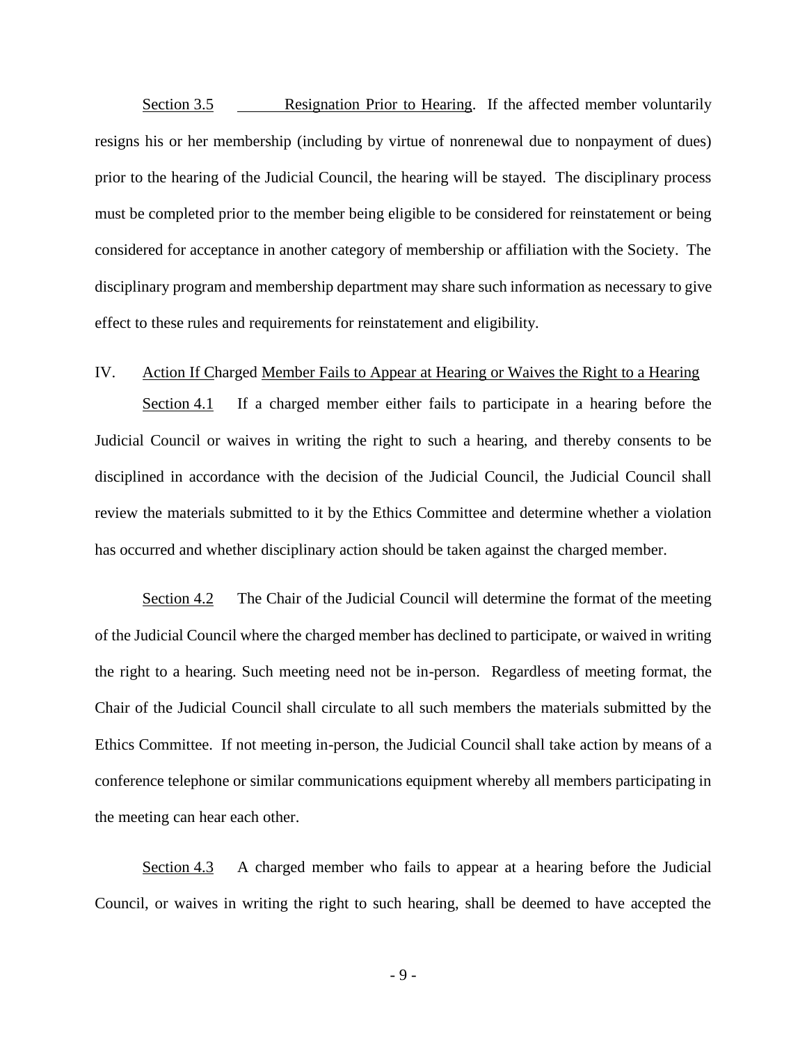Section 3.5 Resignation Prior to Hearing. If the affected member voluntarily resigns his or her membership (including by virtue of nonrenewal due to nonpayment of dues) prior to the hearing of the Judicial Council, the hearing will be stayed. The disciplinary process must be completed prior to the member being eligible to be considered for reinstatement or being considered for acceptance in another category of membership or affiliation with the Society. The disciplinary program and membership department may share such information as necessary to give effect to these rules and requirements for reinstatement and eligibility.

## IV. Action If Charged Member Fails to Appear at Hearing or Waives the Right to a Hearing

Section 4.1 If a charged member either fails to participate in a hearing before the Judicial Council or waives in writing the right to such a hearing, and thereby consents to be disciplined in accordance with the decision of the Judicial Council, the Judicial Council shall review the materials submitted to it by the Ethics Committee and determine whether a violation has occurred and whether disciplinary action should be taken against the charged member.

Section 4.2 The Chair of the Judicial Council will determine the format of the meeting of the Judicial Council where the charged member has declined to participate, or waived in writing the right to a hearing. Such meeting need not be in-person. Regardless of meeting format, the Chair of the Judicial Council shall circulate to all such members the materials submitted by the Ethics Committee. If not meeting in-person, the Judicial Council shall take action by means of a conference telephone or similar communications equipment whereby all members participating in the meeting can hear each other.

Section 4.3 A charged member who fails to appear at a hearing before the Judicial Council, or waives in writing the right to such hearing, shall be deemed to have accepted the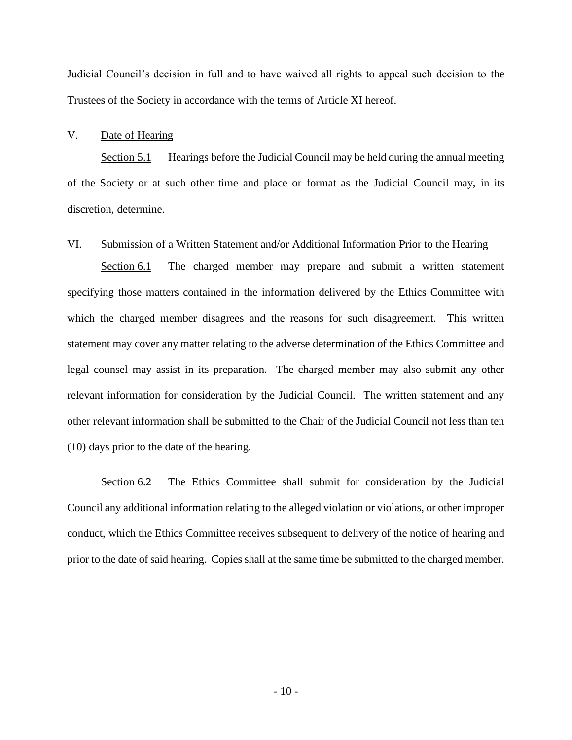Judicial Council's decision in full and to have waived all rights to appeal such decision to the Trustees of the Society in accordance with the terms of Article XI hereof.

## V. Date of Hearing

Section 5.1 Hearings before the Judicial Council may be held during the annual meeting of the Society or at such other time and place or format as the Judicial Council may, in its discretion, determine.

## VI. Submission of a Written Statement and/or Additional Information Prior to the Hearing

Section 6.1 The charged member may prepare and submit a written statement specifying those matters contained in the information delivered by the Ethics Committee with which the charged member disagrees and the reasons for such disagreement. This written statement may cover any matter relating to the adverse determination of the Ethics Committee and legal counsel may assist in its preparation. The charged member may also submit any other relevant information for consideration by the Judicial Council. The written statement and any other relevant information shall be submitted to the Chair of the Judicial Council not less than ten (10) days prior to the date of the hearing.

Section 6.2 The Ethics Committee shall submit for consideration by the Judicial Council any additional information relating to the alleged violation or violations, or other improper conduct, which the Ethics Committee receives subsequent to delivery of the notice of hearing and prior to the date of said hearing. Copies shall at the same time be submitted to the charged member.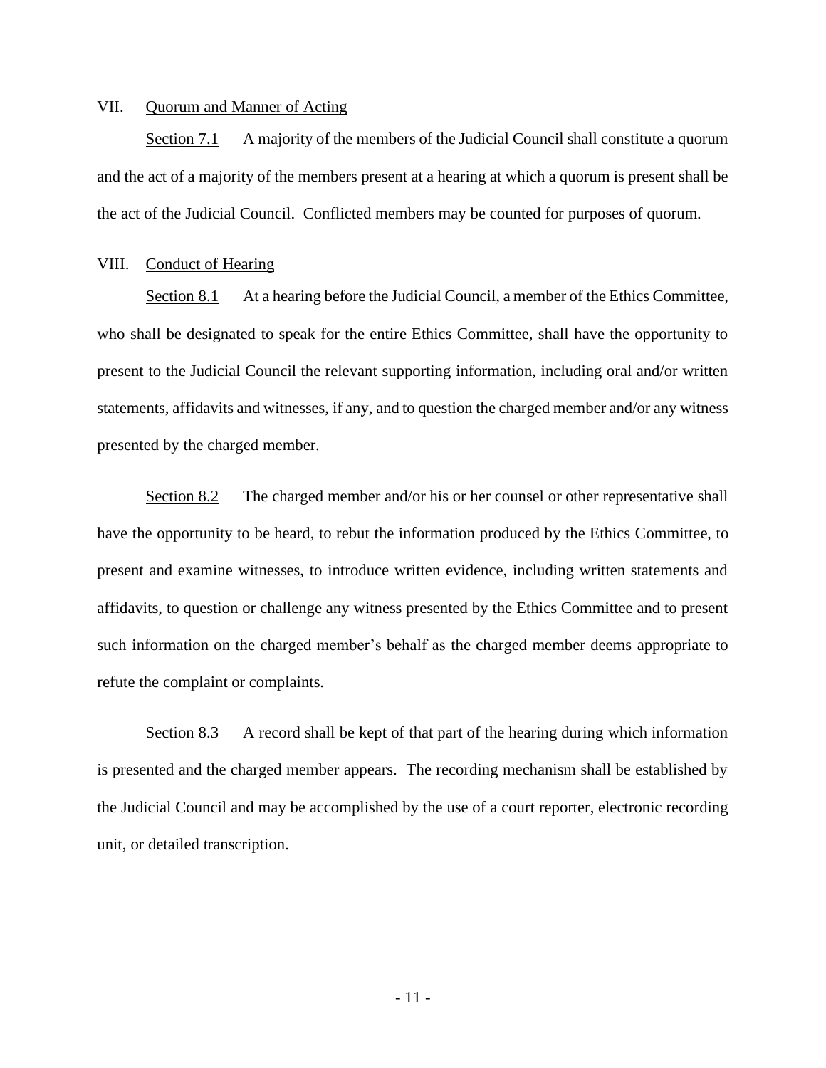## VII. Quorum and Manner of Acting

Section 7.1 A majority of the members of the Judicial Council shall constitute a quorum and the act of a majority of the members present at a hearing at which a quorum is present shall be the act of the Judicial Council. Conflicted members may be counted for purposes of quorum.

## VIII. Conduct of Hearing

Section 8.1 At a hearing before the Judicial Council, a member of the Ethics Committee, who shall be designated to speak for the entire Ethics Committee, shall have the opportunity to present to the Judicial Council the relevant supporting information, including oral and/or written statements, affidavits and witnesses, if any, and to question the charged member and/or any witness presented by the charged member.

Section 8.2 The charged member and/or his or her counsel or other representative shall have the opportunity to be heard, to rebut the information produced by the Ethics Committee, to present and examine witnesses, to introduce written evidence, including written statements and affidavits, to question or challenge any witness presented by the Ethics Committee and to present such information on the charged member's behalf as the charged member deems appropriate to refute the complaint or complaints.

Section 8.3 A record shall be kept of that part of the hearing during which information is presented and the charged member appears. The recording mechanism shall be established by the Judicial Council and may be accomplished by the use of a court reporter, electronic recording unit, or detailed transcription.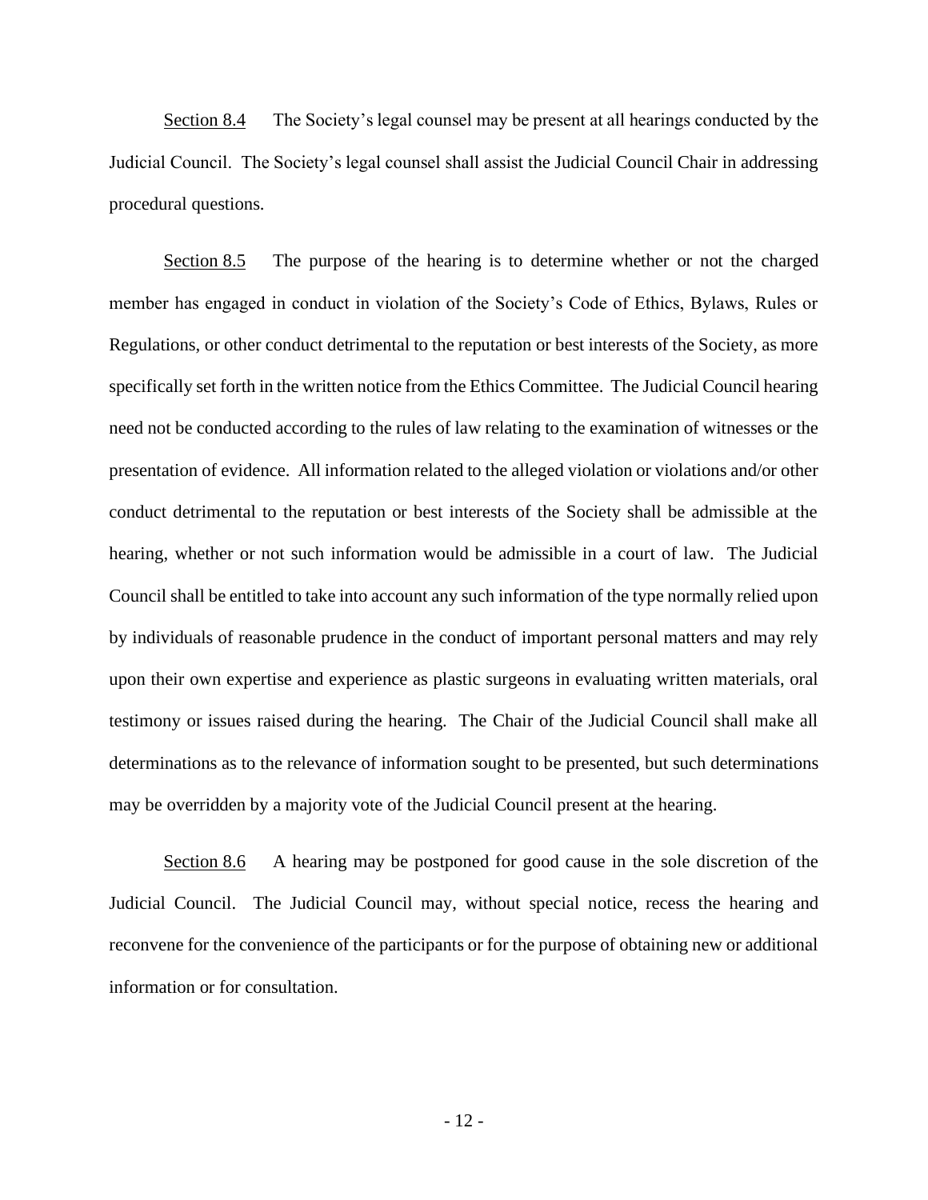<u>Section 8.4</u> The Society's legal counsel may be present at all hearings conducted by the Judicial Council. The Society's legal counsel shall assist the Judicial Council Chair in addressing procedural questions.

<u>Section 8.5</u> The purpose of the hearing is to determine whether or not the charged member has engaged in conduct in violation of the Society's Code of Ethics, Bylaws, Rules or Regulations, or other conduct detrimental to the reputation or best interests of the Society, as more specifically set forth in the written notice from the Ethics Committee. The Judicial Council hearing need not be conducted according to the rules of law relating to the examination of witnesses or the presentation of evidence. All information related to the alleged violation or violations and/or other conduct detrimental to the reputation or best interests of the Society shall be admissible at the hearing, whether or not such information would be admissible in a court of law. The Judicial Council shall be entitled to take into account any such information of the type normally relied upon by individuals of reasonable prudence in the conduct of important personal matters and may rely upon their own expertise and experience as plastic surgeons in evaluating written materials, oral testimony or issues raised during the hearing. The Chair of the Judicial Council shall make all determinations as to the relevance of information sought to be presented, but such determinations may be overridden by a majority vote of the Judicial Council present at the hearing.

<u>Section 8.6</u> A hearing may be postponed for good cause in the sole discretion of the Judicial Council. The Judicial Council may, without special notice, recess the hearing and reconvene for the convenience of the participants or for the purpose of obtaining new or additional information or for consultation.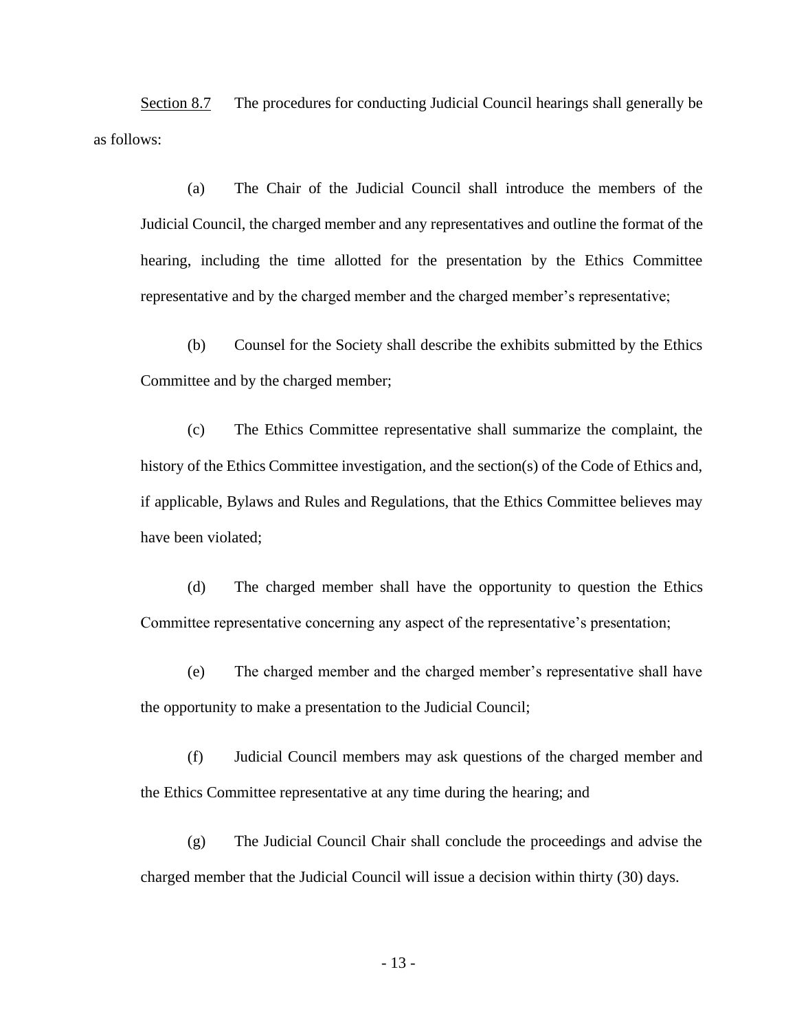<u>Section 8.7</u> The procedures for conducting Judicial Council hearings shall generally be as follows:

(a) The Chair of the Judicial Council shall introduce the members of the Judicial Council, the charged member and any representatives and outline the format of the hearing, including the time allotted for the presentation by the Ethics Committee representative and by the charged member and the charged member's representative;

(b) Counsel for the Society shall describe the exhibits submitted by the Ethics Committee and by the charged member;

(c) The Ethics Committee representative shall summarize the complaint, the history of the Ethics Committee investigation, and the section(s) of the Code of Ethics and, if applicable, Bylaws and Rules and Regulations, that the Ethics Committee believes may have been violated;

(d) The charged member shall have the opportunity to question the Ethics Committee representative concerning any aspect of the representative's presentation;

(e) The charged member and the charged member's representative shall have the opportunity to make a presentation to the Judicial Council;

(f) Judicial Council members may ask questions of the charged member and the Ethics Committee representative at any time during the hearing; and

(g) The Judicial Council Chair shall conclude the proceedings and advise the charged member that the Judicial Council will issue a decision within thirty (30) days.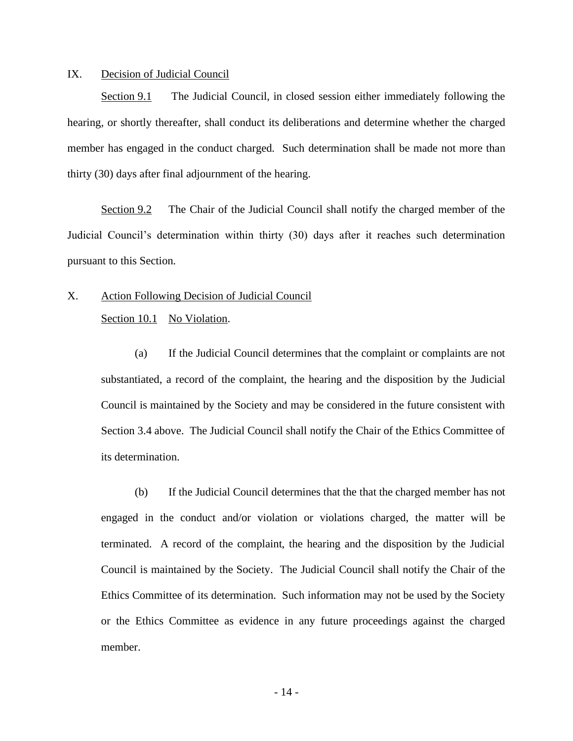IX. <u>Decision of Judicial Council</u>

<u>Section 9.1</u> The Judicial Council, in closed session either immediately following the hearing, or shortly thereafter, shall conduct its deliberations and determine whether the charged member has engaged in the conduct charged. Such determination shall be made not more than thirty (30) days after final adjournment of the hearing.

<u>Section 9.2</u> The Chair of the Judicial Council shall notify the charged member of the Judicial Council's determination within thirty (30) days after it reaches such determination pursuant to this Section.

X. <u>Action Following Decision of Judicial Council</u>

<u>Section 10.1</u> <u>No Violation</u>.

(a) If the Judicial Council determines that the complaint or complaints are not substantiated, a record of the complaint, the hearing and the disposition by the Judicial Council is maintained by the Society and may be considered in the future consistent with Section 3.4 above. The Judicial Council shall notify the Chair of the Ethics Committee of its determination.

(b) If the Judicial Council determines that the that the charged member has not engaged in the conduct and/or violation or violations charged, the matter will be terminated. A record of the complaint, the hearing and the disposition by the Judicial Council is maintained by the Society. The Judicial Council shall notify the Chair of the Ethics Committee of its determination. Such information may not be used by the Society or the Ethics Committee as evidence in any future proceedings against the charged member.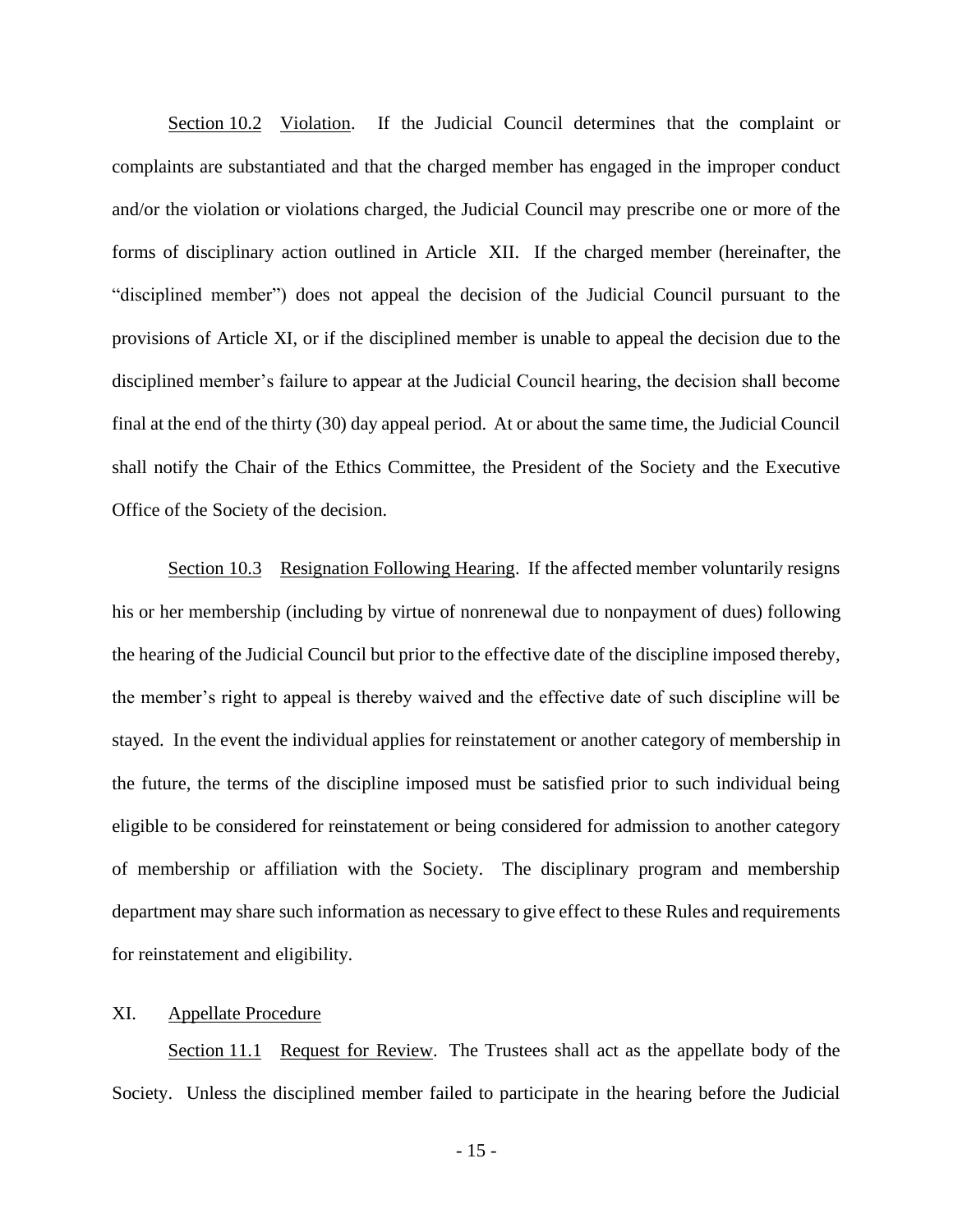Section 10.2 Violation. If the Judicial Council determines that the complaint or complaints are substantiated and that the charged member has engaged in the improper conduct and/or the violation or violations charged, the Judicial Council may prescribe one or more of the forms of disciplinary action outlined in Article XII. If the charged member (hereinafter, the "disciplined member") does not appeal the decision of the Judicial Council pursuant to the provisions of Article XI, or if the disciplined member is unable to appeal the decision due to the disciplined member's failure to appear at the Judicial Council hearing, the decision shall become final at the end of the thirty (30) day appeal period. At or about the same time, the Judicial Council shall notify the Chair of the Ethics Committee, the President of the Society and the Executive Office of the Society of the decision.

Section 10.3 Resignation Following Hearing. If the affected member voluntarily resigns his or her membership (including by virtue of nonrenewal due to nonpayment of dues) following the hearing of the Judicial Council but prior to the effective date of the discipline imposed thereby, the member's right to appeal is thereby waived and the effective date of such discipline will be stayed. In the event the individual applies for reinstatement or another category of membership in the future, the terms of the discipline imposed must be satisfied prior to such individual being eligible to be considered for reinstatement or being considered for admission to another category of membership or affiliation with the Society. The disciplinary program and membership department may share such information as necessary to give effect to these Rules and requirements for reinstatement and eligibility.

## XI. Appellate Procedure

Section 11.1 Request for Review. The Trustees shall act as the appellate body of the Society. Unless the disciplined member failed to participate in the hearing before the Judicial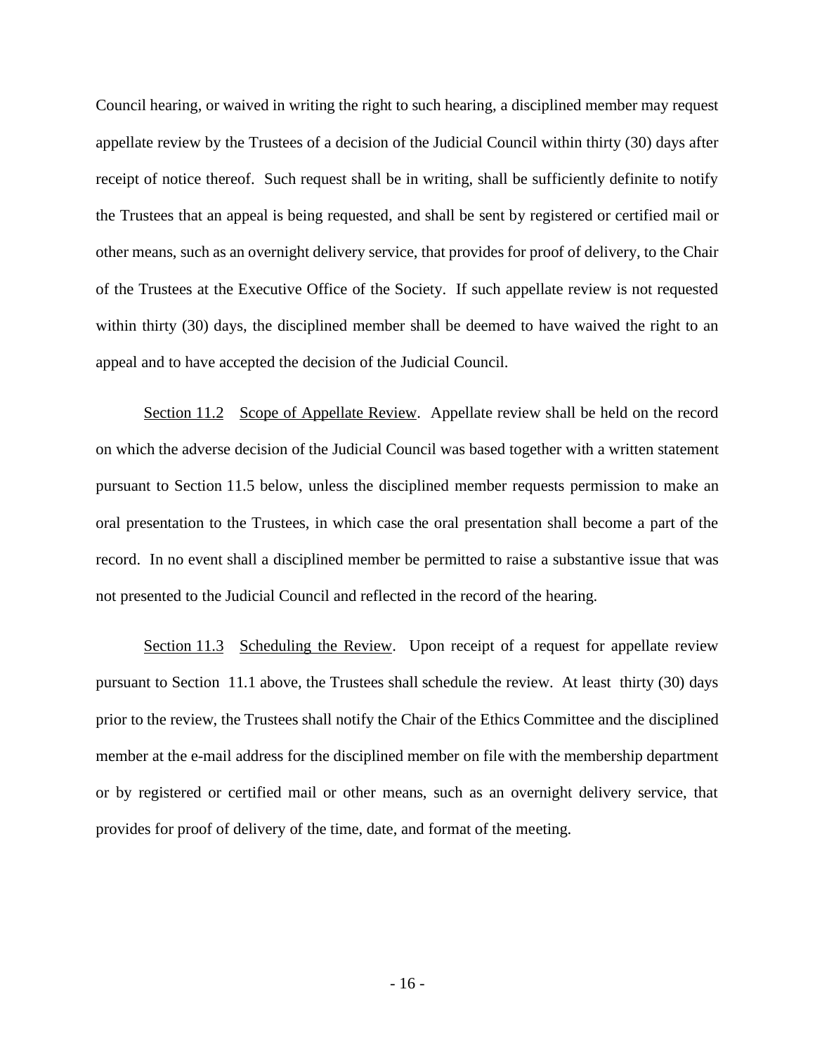Council hearing, or waived in writing the right to such hearing, a disciplined member may request appellate review by the Trustees of a decision of the Judicial Council within thirty (30) days after receipt of notice thereof. Such request shall be in writing, shall be sufficiently definite to notify the Trustees that an appeal is being requested, and shall be sent by registered or certified mail or other means, such as an overnight delivery service, that provides for proof of delivery, to the Chair of the Trustees at the Executive Office of the Society. If such appellate review is not requested within thirty (30) days, the disciplined member shall be deemed to have waived the right to an appeal and to have accepted the decision of the Judicial Council.

Section 11.2 Scope of Appellate Review. Appellate review shall be held on the record on which the adverse decision of the Judicial Council was based together with a written statement pursuant to Section 11.5 below, unless the disciplined member requests permission to make an oral presentation to the Trustees, in which case the oral presentation shall become a part of the record. In no event shall a disciplined member be permitted to raise a substantive issue that was not presented to the Judicial Council and reflected in the record of the hearing.

Section 11.3 Scheduling the Review. Upon receipt of a request for appellate review pursuant to Section 11.1 above, the Trustees shall schedule the review. At least thirty (30) days prior to the review, the Trustees shall notify the Chair of the Ethics Committee and the disciplined member at the e-mail address for the disciplined member on file with the membership department or by registered or certified mail or other means, such as an overnight delivery service, that provides for proof of delivery of the time, date, and format of the meeting.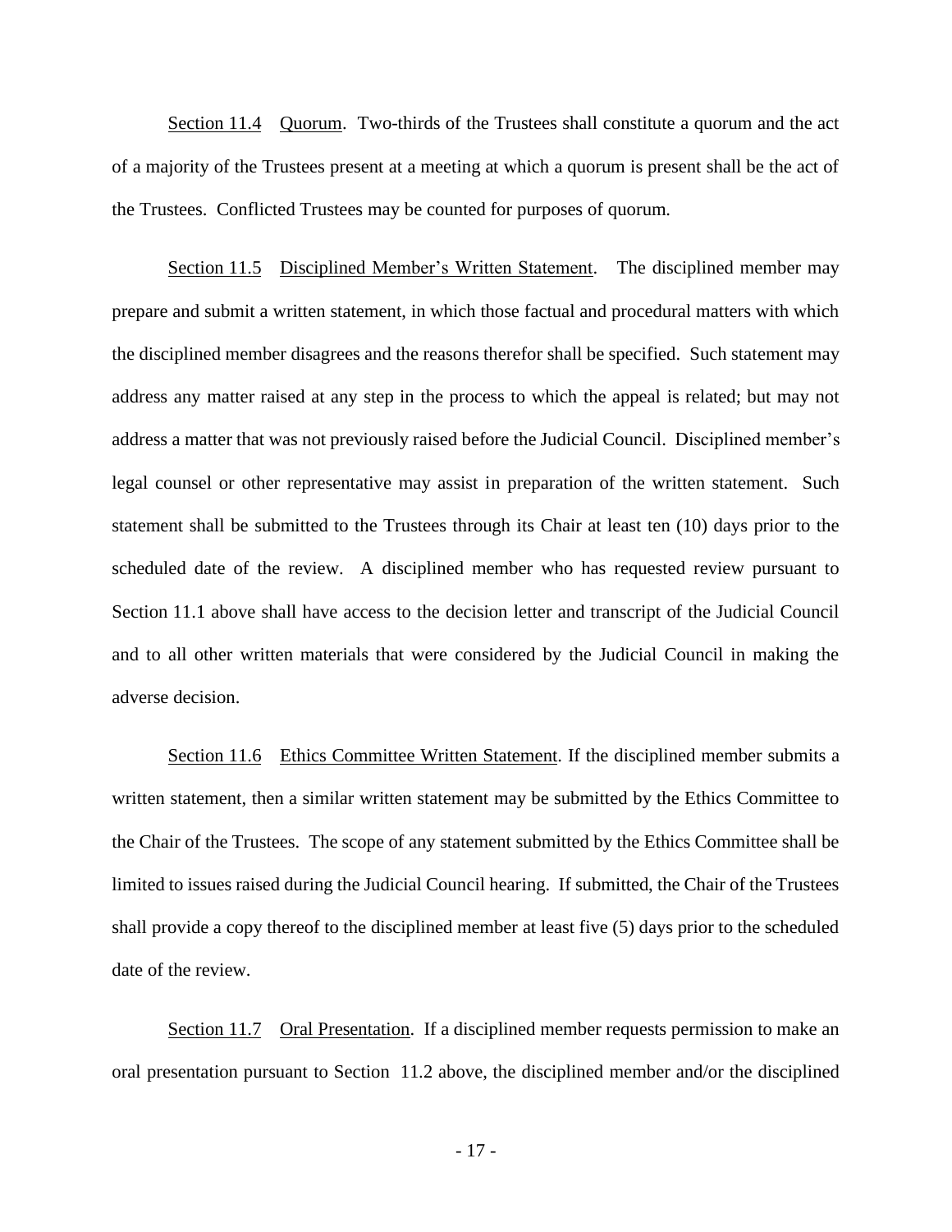Section 11.4 Quorum. Two-thirds of the Trustees shall constitute a quorum and the act of a majority of the Trustees present at a meeting at which a quorum is present shall be the act of the Trustees. Conflicted Trustees may be counted for purposes of quorum.

Section 11.5 Disciplined Member's Written Statement. The disciplined member may prepare and submit a written statement, in which those factual and procedural matters with which the disciplined member disagrees and the reasons therefor shall be specified. Such statement may address any matter raised at any step in the process to which the appeal is related; but may not address a matter that was not previously raised before the Judicial Council. Disciplined member's legal counsel or other representative may assist in preparation of the written statement. Such statement shall be submitted to the Trustees through its Chair at least ten (10) days prior to the scheduled date of the review. A disciplined member who has requested review pursuant to Section 11.1 above shall have access to the decision letter and transcript of the Judicial Council and to all other written materials that were considered by the Judicial Council in making the adverse decision.

Section 11.6 Ethics Committee Written Statement. If the disciplined member submits a written statement, then a similar written statement may be submitted by the Ethics Committee to the Chair of the Trustees. The scope of any statement submitted by the Ethics Committee shall be limited to issues raised during the Judicial Council hearing. If submitted, the Chair of the Trustees shall provide a copy thereof to the disciplined member at least five (5) days prior to the scheduled date of the review.

Section 11.7 Oral Presentation. If a disciplined member requests permission to make an oral presentation pursuant to Section 11.2 above, the disciplined member and/or the disciplined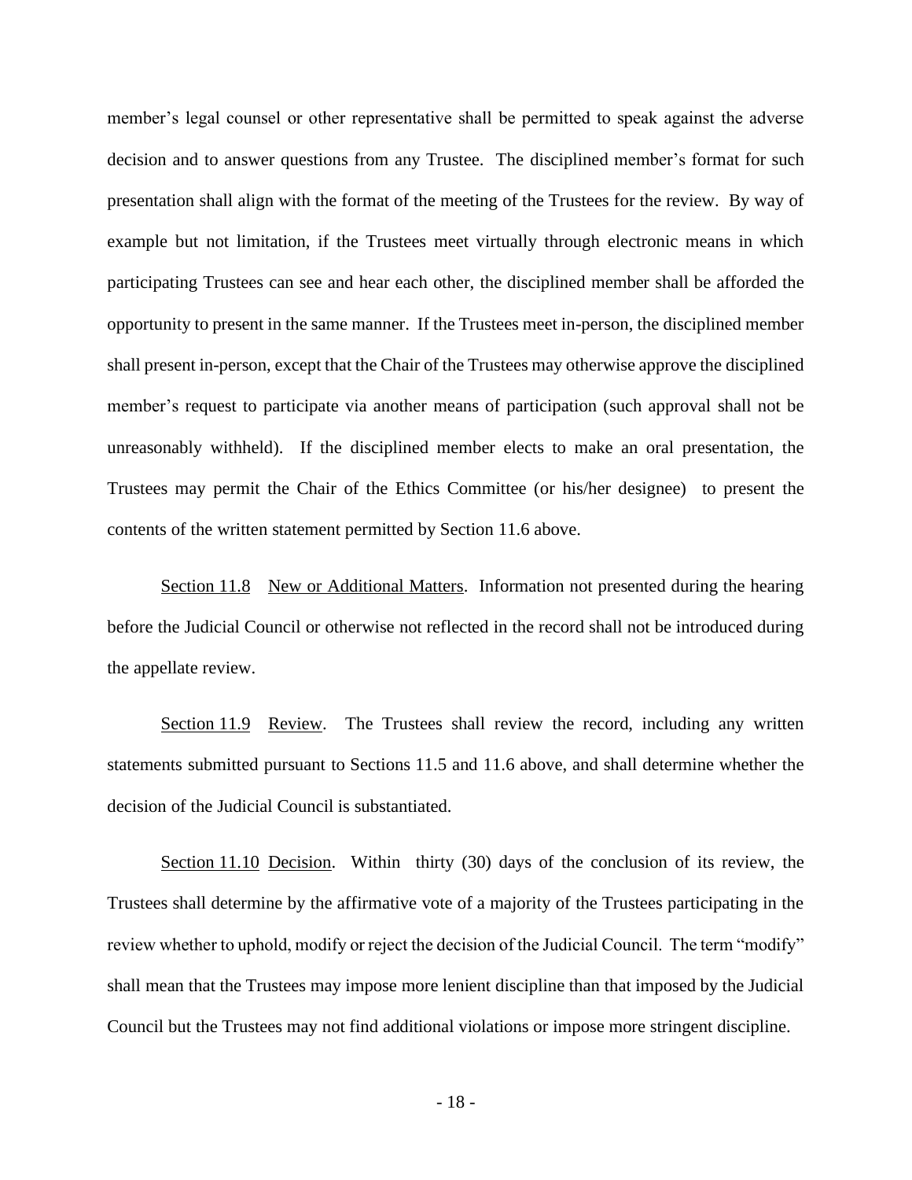member's legal counsel or other representative shall be permitted to speak against the adverse decision and to answer questions from any Trustee. The disciplined member's format for such presentation shall align with the format of the meeting of the Trustees for the review. By way of example but not limitation, if the Trustees meet virtually through electronic means in which participating Trustees can see and hear each other, the disciplined member shall be afforded the opportunity to present in the same manner. If the Trustees meet in-person, the disciplined member shall present in-person, except that the Chair of the Trustees may otherwise approve the disciplined member's request to participate via another means of participation (such approval shall not be unreasonably withheld). If the disciplined member elects to make an oral presentation, the Trustees may permit the Chair of the Ethics Committee (or his/her designee) to present the contents of the written statement permitted by Section 11.6 above.

Section 11.8 New or Additional Matters. Information not presented during the hearing before the Judicial Council or otherwise not reflected in the record shall not be introduced during the appellate review.

Section 11.9 Review. The Trustees shall review the record, including any written statements submitted pursuant to Sections 11.5 and 11.6 above, and shall determine whether the decision of the Judicial Council is substantiated.

Section 11.10 Decision. Within thirty (30) days of the conclusion of its review, the Trustees shall determine by the affirmative vote of a majority of the Trustees participating in the review whether to uphold, modify or reject the decision of the Judicial Council. The term "modify" shall mean that the Trustees may impose more lenient discipline than that imposed by the Judicial Council but the Trustees may not find additional violations or impose more stringent discipline.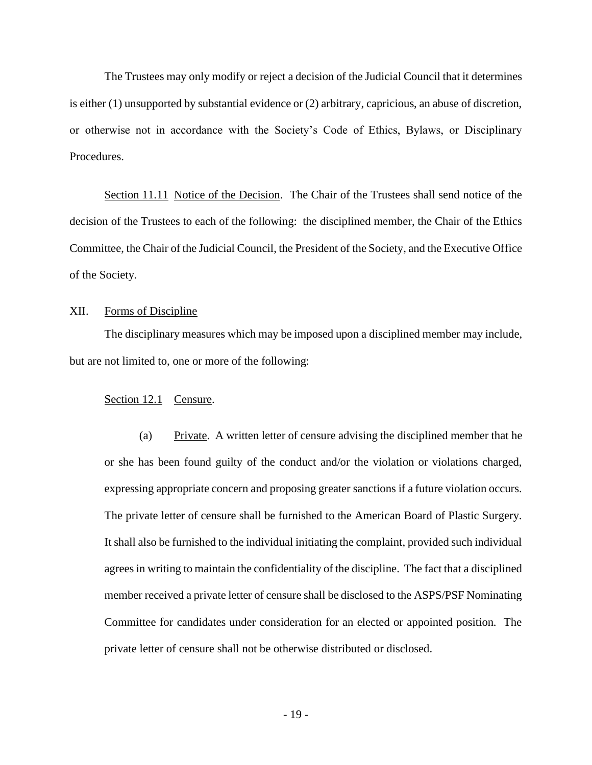The Trustees may only modify or reject a decision of the Judicial Council that it determines is either (1) unsupported by substantial evidence or (2) arbitrary, capricious, an abuse of discretion, or otherwise not in accordance with the Society's Code of Ethics, Bylaws, or Disciplinary Procedures.

<u>Section 11.11</u> <u>Notice of the Decision</u>. The Chair of the Trustees shall send notice of the decision of the Trustees to each of the following: the disciplined member, the Chair of the Ethics Committee, the Chair of the Judicial Council, the President of the Society, and the Executive Office of the Society.

## XII. <u>Forms of Discipline</u>

The disciplinary measures which may be imposed upon a disciplined member may include, but are not limited to, one or more of the following:

<u>Section 12.1</u> <u>Censure</u>.

(a) <u>Private</u>. A written letter of censure advising the disciplined member that he or she has been found guilty of the conduct and/or the violation or violations charged, expressing appropriate concern and proposing greater sanctions if a future violation occurs. The private letter of censure shall be furnished to the American Board of Plastic Surgery. It shall also be furnished to the individual initiating the complaint, provided such individual agrees in writing to maintain the confidentiality of the discipline. The fact that a disciplined member received a private letter of censure shall be disclosed to the ASPS/PSF Nominating Committee for candidates under consideration for an elected or appointed position. The private letter of censure shall not be otherwise distributed or disclosed.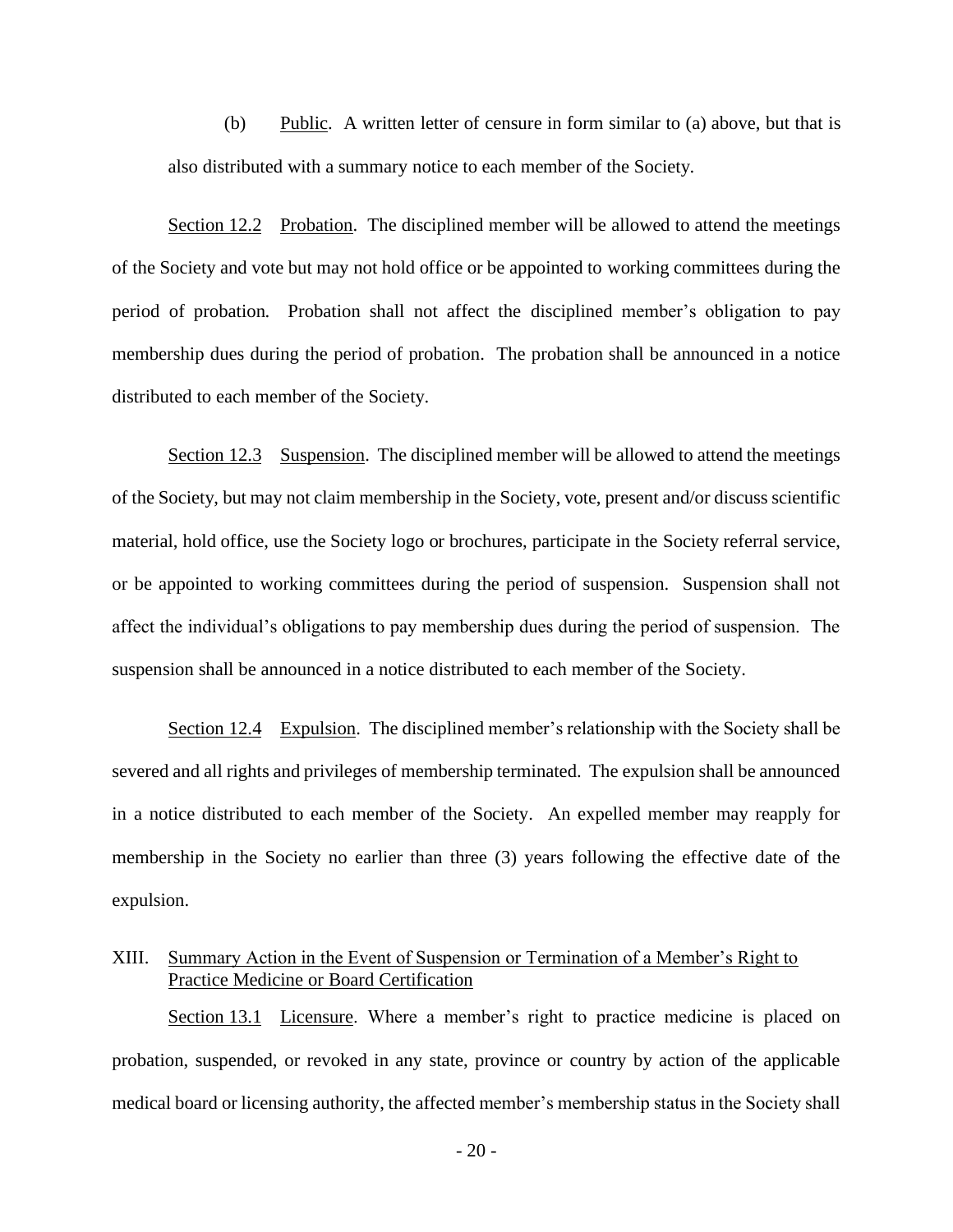(b) Public. A written letter of censure in form similar to (a) above, but that is also distributed with a summary notice to each member of the Society.

Section 12.2 Probation. The disciplined member will be allowed to attend the meetings of the Society and vote but may not hold office or be appointed to working committees during the period of probation. Probation shall not affect the disciplined member's obligation to pay membership dues during the period of probation. The probation shall be announced in a notice distributed to each member of the Society.

Section 12.3 Suspension. The disciplined member will be allowed to attend the meetings of the Society, but may not claim membership in the Society, vote, present and/or discuss scientific material, hold office, use the Society logo or brochures, participate in the Society referral service, or be appointed to working committees during the period of suspension. Suspension shall not affect the individual's obligations to pay membership dues during the period of suspension. The suspension shall be announced in a notice distributed to each member of the Society.

Section 12.4 Expulsion. The disciplined member's relationship with the Society shall be severed and all rights and privileges of membership terminated. The expulsion shall be announced in a notice distributed to each member of the Society. An expelled member may reapply for membership in the Society no earlier than three (3) years following the effective date of the expulsion.

## XIII. Summary Action in the Event of Suspension or Termination of a Member's Right to Practice Medicine or Board Certification

Section 13.1 Licensure. Where a member's right to practice medicine is placed on probation, suspended, or revoked in any state, province or country by action of the applicable medical board or licensing authority, the affected member's membership status in the Society shall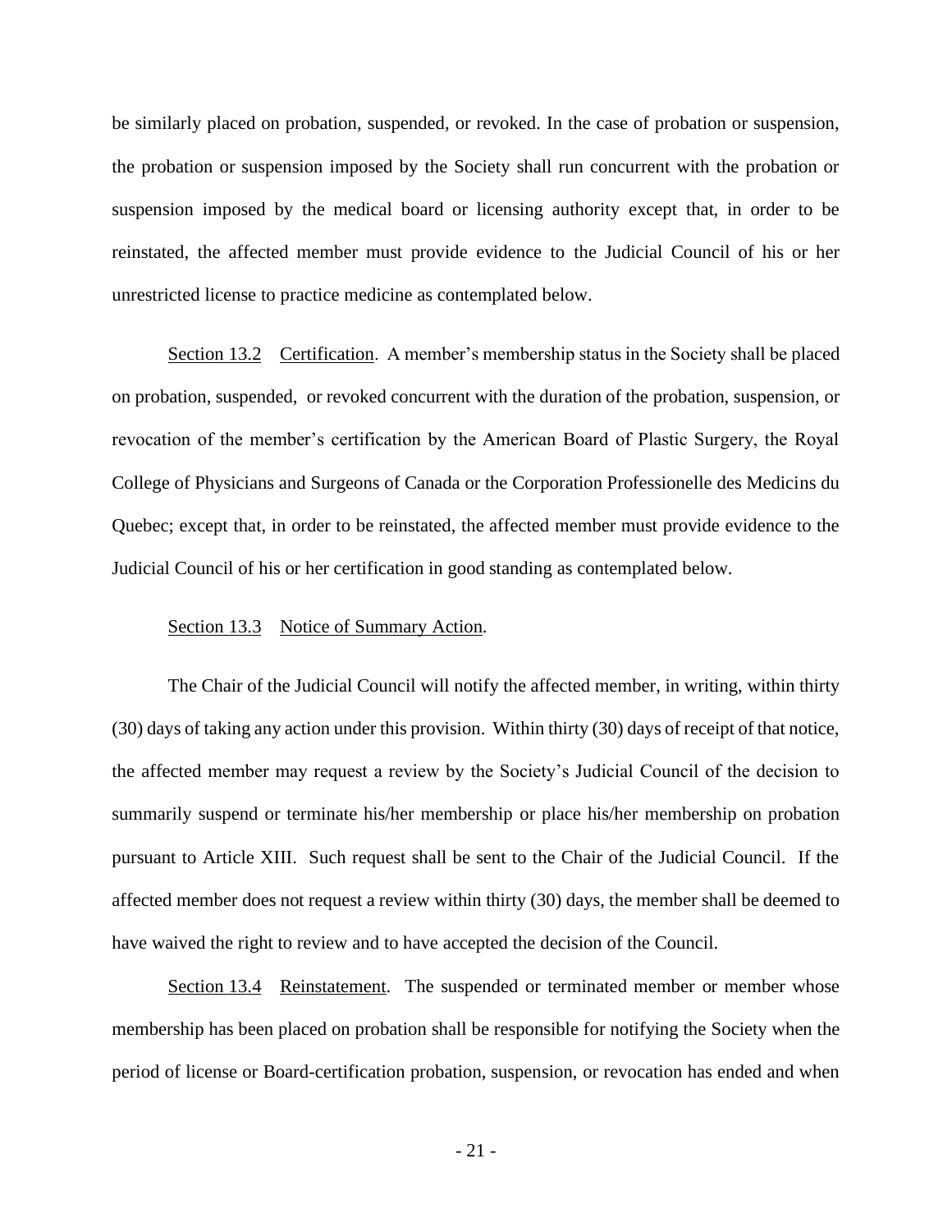be similarly placed on probation, suspended, or revoked. In the case of probation or suspension, the probation or suspension imposed by the Society shall run concurrent with the probation or suspension imposed by the medical board or licensing authority except that, in order to be reinstated, the affected member must provide evidence to the Judicial Council of his or her unrestricted license to practice medicine as contemplated below.

Section 13.2 Certification. A member's membership status in the Society shall be placed on probation, suspended, or revoked concurrent with the duration of the probation, suspension, or revocation of the member's certification by the American Board of Plastic Surgery, the Royal College of Physicians and Surgeons of Canada or the Corporation Professionelle des Medicins du Quebec; except that, in order to be reinstated, the affected member must provide evidence to the Judicial Council of his or her certification in good standing as contemplated below.

Section 13.3 Notice of Summary Action.

The Chair of the Judicial Council will notify the affected member, in writing, within thirty (30) days of taking any action under this provision. Within thirty (30) days of receipt of that notice, the affected member may request a review by the Society's Judicial Council of the decision to summarily suspend or terminate his/her membership or place his/her membership on probation pursuant to Article XIII. Such request shall be sent to the Chair of the Judicial Council. If the affected member does not request a review within thirty (30) days, the member shall be deemed to have waived the right to review and to have accepted the decision of the Council.

Section 13.4 Reinstatement. The suspended or terminated member or member whose membership has been placed on probation shall be responsible for notifying the Society when the period of license or Board-certification probation, suspension, or revocation has ended and when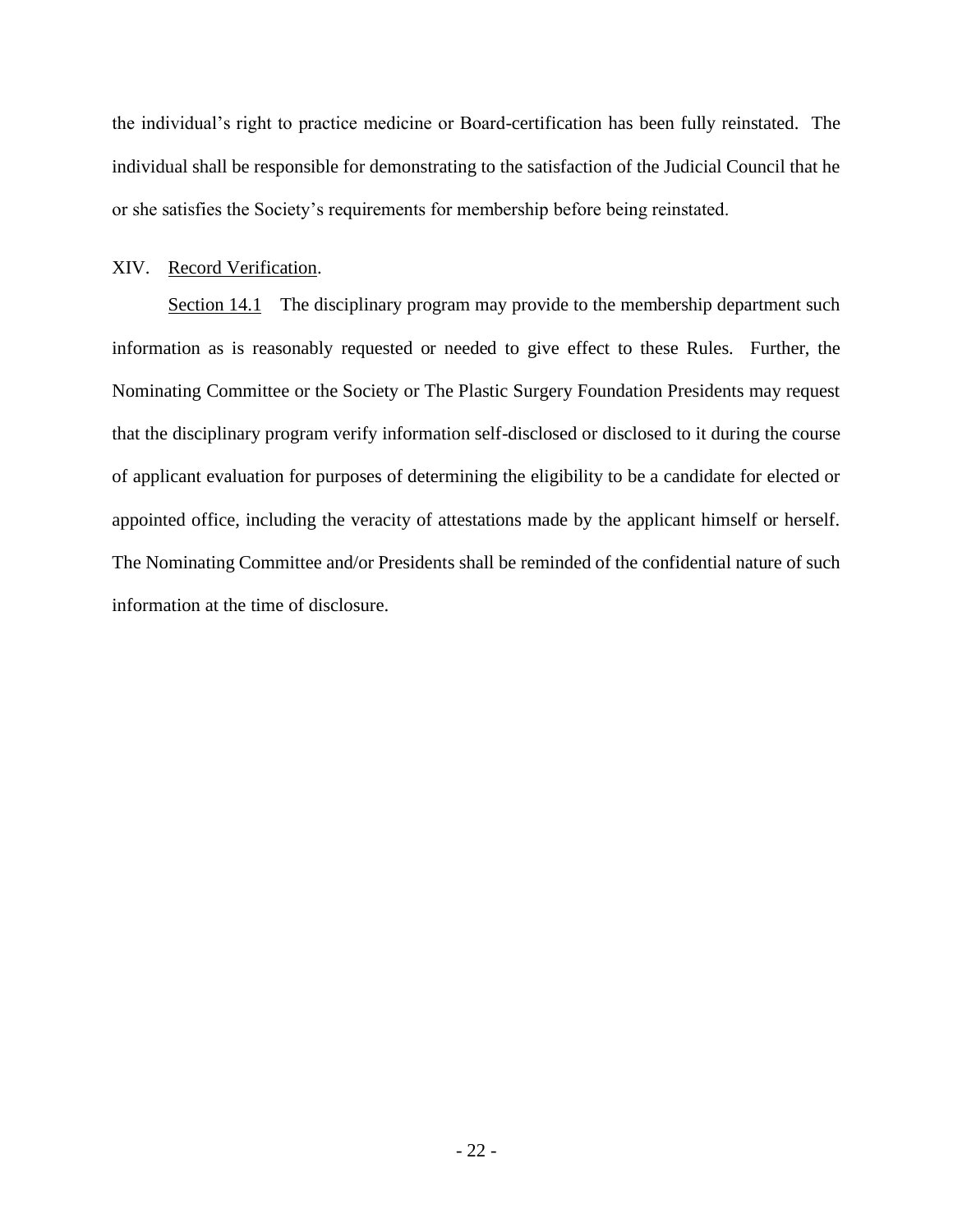the individual's right to practice medicine or Board-certification has been fully reinstated. The individual shall be responsible for demonstrating to the satisfaction of the Judicial Council that he or she satisfies the Society's requirements for membership before being reinstated.

## XIV. Record Verification.

Section 14.1 The disciplinary program may provide to the membership department such information as is reasonably requested or needed to give effect to these Rules. Further, the Nominating Committee or the Society or The Plastic Surgery Foundation Presidents may request that the disciplinary program verify information self-disclosed or disclosed to it during the course of applicant evaluation for purposes of determining the eligibility to be a candidate for elected or appointed office, including the veracity of attestations made by the applicant himself or herself. The Nominating Committee and/or Presidents shall be reminded of the confidential nature of such information at the time of disclosure.